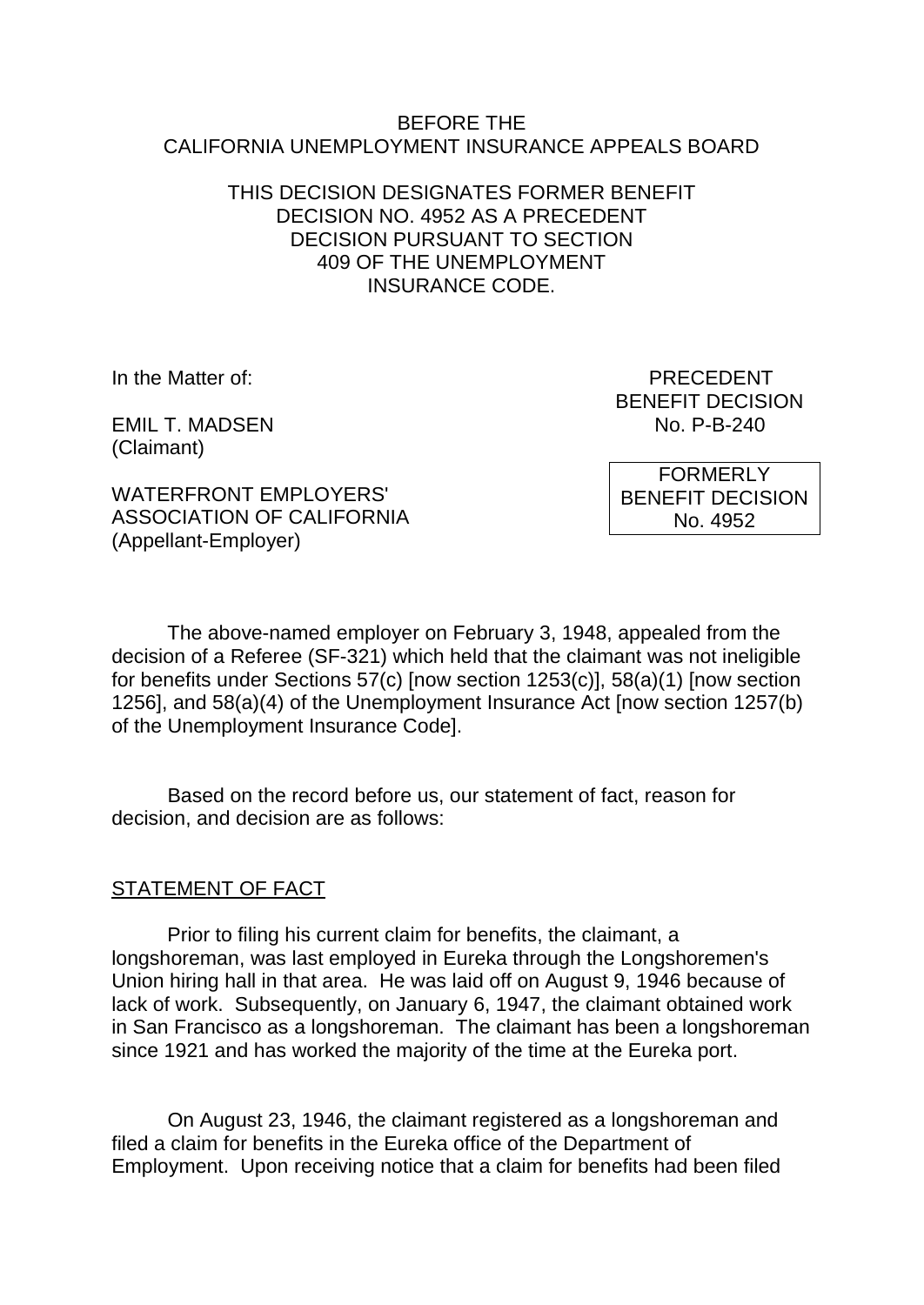BEFORE THE
CALIFORNIA UNEMPLOYMENT INSURANCE APPEALS BOARD

THIS DECISION DESIGNATES FORMER BENEFIT DECISION NO. 4952 AS A PRECEDENT DECISION PURSUANT TO SECTION 409 OF THE UNEMPLOYMENT INSURANCE CODE.

In the Matter of:

EMIL T. MADSEN
(Claimant)

WATERFRONT EMPLOYERS' ASSOCIATION OF CALIFORNIA
(Appellant-Employer)

PRECEDENT
BENEFIT DECISION
No. P-B-240

FORMERLY
BENEFIT DECISION
No. 4952

The above-named employer on February 3, 1948, appealed from the decision of a Referee (SF-321) which held that the claimant was not ineligible for benefits under Sections 57(c) [now section 1253(c)], 58(a)(1) [now section 1256], and 58(a)(4) of the Unemployment Insurance Act [now section 1257(b) of the Unemployment Insurance Code].

Based on the record before us, our statement of fact, reason for decision, and decision are as follows:

## STATEMENT OF FACT

Prior to filing his current claim for benefits, the claimant, a longshoreman, was last employed in Eureka through the Longshoremen's Union hiring hall in that area. He was laid off on August 9, 1946 because of lack of work. Subsequently, on January 6, 1947, the claimant obtained work in San Francisco as a longshoreman. The claimant has been a longshoreman since 1921 and has worked the majority of the time at the Eureka port.

On August 23, 1946, the claimant registered as a longshoreman and filed a claim for benefits in the Eureka office of the Department of Employment. Upon receiving notice that a claim for benefits had been filed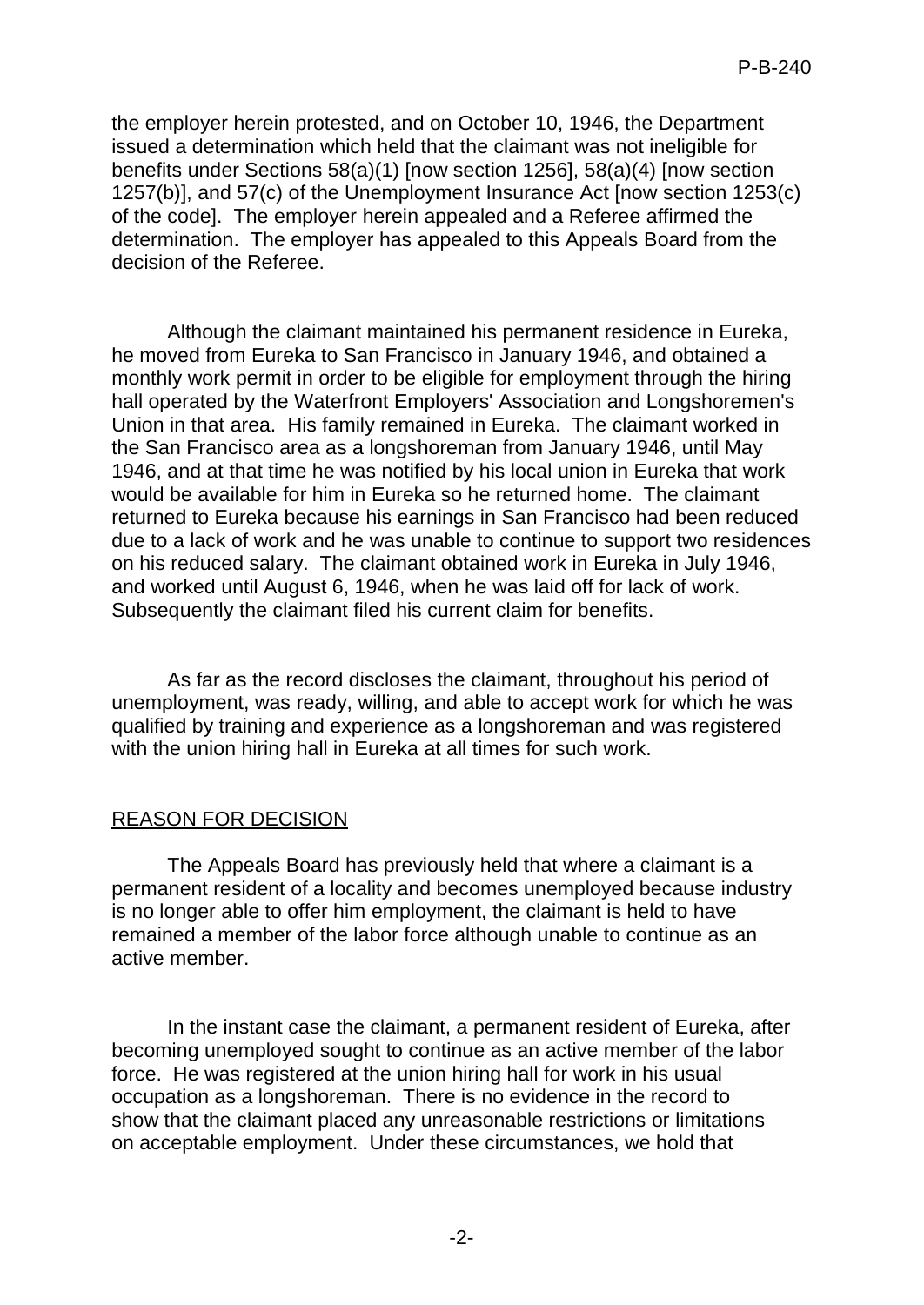the employer herein protested, and on October 10, 1946, the Department issued a determination which held that the claimant was not ineligible for benefits under Sections 58(a)(1) [now section 1256], 58(a)(4) [now section 1257(b)], and 57(c) of the Unemployment Insurance Act [now section 1253(c) of the code]. The employer herein appealed and a Referee affirmed the determination. The employer has appealed to this Appeals Board from the decision of the Referee.

Although the claimant maintained his permanent residence in Eureka, he moved from Eureka to San Francisco in January 1946, and obtained a monthly work permit in order to be eligible for employment through the hiring hall operated by the Waterfront Employers' Association and Longshoremen's Union in that area. His family remained in Eureka. The claimant worked in the San Francisco area as a longshoreman from January 1946, until May 1946, and at that time he was notified by his local union in Eureka that work would be available for him in Eureka so he returned home. The claimant returned to Eureka because his earnings in San Francisco had been reduced due to a lack of work and he was unable to continue to support two residences on his reduced salary. The claimant obtained work in Eureka in July 1946, and worked until August 6, 1946, when he was laid off for lack of work. Subsequently the claimant filed his current claim for benefits.

As far as the record discloses the claimant, throughout his period of unemployment, was ready, willing, and able to accept work for which he was qualified by training and experience as a longshoreman and was registered with the union hiring hall in Eureka at all times for such work.

## REASON FOR DECISION

The Appeals Board has previously held that where a claimant is a permanent resident of a locality and becomes unemployed because industry is no longer able to offer him employment, the claimant is held to have remained a member of the labor force although unable to continue as an active member.

In the instant case the claimant, a permanent resident of Eureka, after becoming unemployed sought to continue as an active member of the labor force. He was registered at the union hiring hall for work in his usual occupation as a longshoreman. There is no evidence in the record to show that the claimant placed any unreasonable restrictions or limitations on acceptable employment. Under these circumstances, we hold that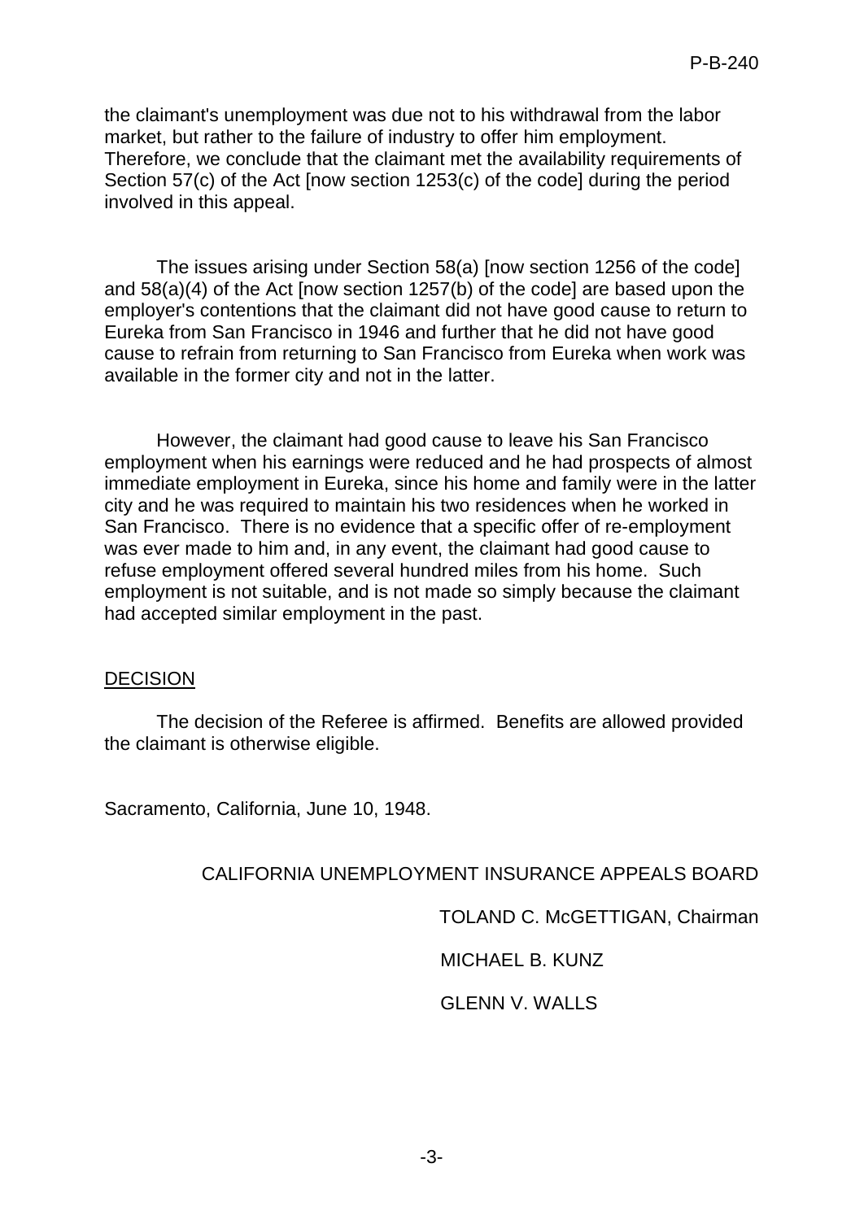the claimant's unemployment was due not to his withdrawal from the labor market, but rather to the failure of industry to offer him employment. Therefore, we conclude that the claimant met the availability requirements of Section 57(c) of the Act [now section 1253(c) of the code] during the period involved in this appeal.

The issues arising under Section 58(a) [now section 1256 of the code] and 58(a)(4) of the Act [now section 1257(b) of the code] are based upon the employer's contentions that the claimant did not have good cause to return to Eureka from San Francisco in 1946 and further that he did not have good cause to refrain from returning to San Francisco from Eureka when work was available in the former city and not in the latter.

However, the claimant had good cause to leave his San Francisco employment when his earnings were reduced and he had prospects of almost immediate employment in Eureka, since his home and family were in the latter city and he was required to maintain his two residences when he worked in San Francisco. There is no evidence that a specific offer of re-employment was ever made to him and, in any event, the claimant had good cause to refuse employment offered several hundred miles from his home. Such employment is not suitable, and is not made so simply because the claimant had accepted similar employment in the past.

## DECISION

The decision of the Referee is affirmed. Benefits are allowed provided the claimant is otherwise eligible.

Sacramento, California, June 10, 1948.

CALIFORNIA UNEMPLOYMENT INSURANCE APPEALS BOARD

TOLAND C. McGETTIGAN, Chairman

MICHAEL B. KUNZ

GLENN V. WALLS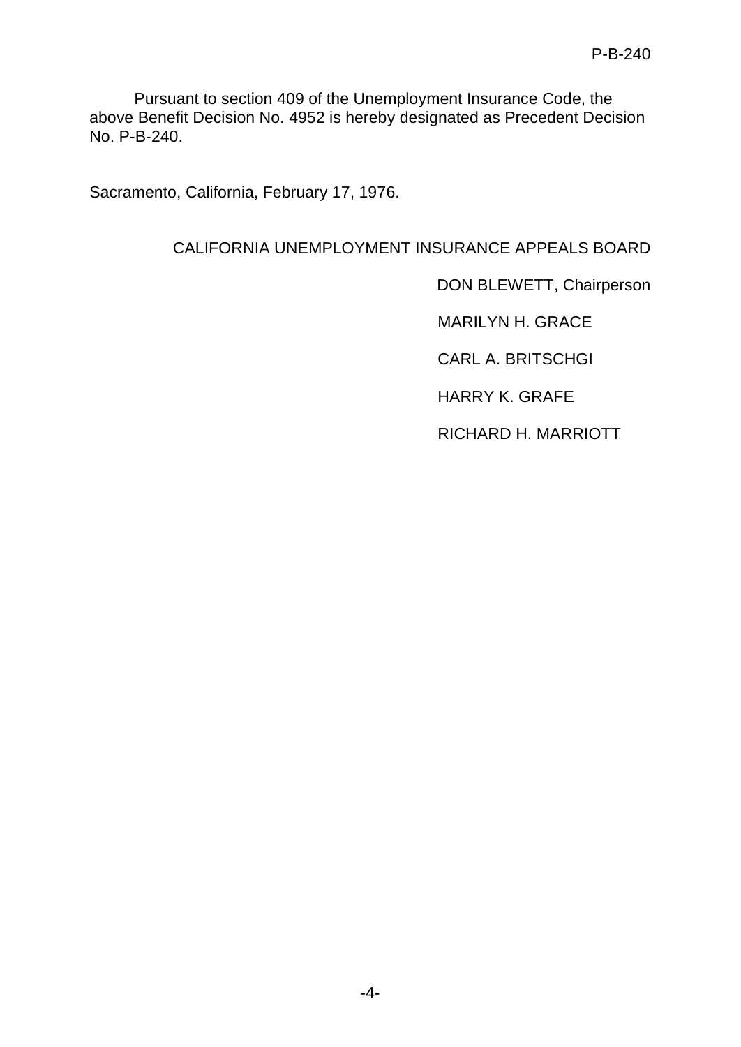Pursuant to section 409 of the Unemployment Insurance Code, the above Benefit Decision No. 4952 is hereby designated as Precedent Decision No. P-B-240.

Sacramento, California, February 17, 1976.

CALIFORNIA UNEMPLOYMENT INSURANCE APPEALS BOARD

DON BLEWETT, Chairperson

MARILYN H. GRACE

CARL A. BRITSCHGI

HARRY K. GRAFE

RICHARD H. MARRIOTT